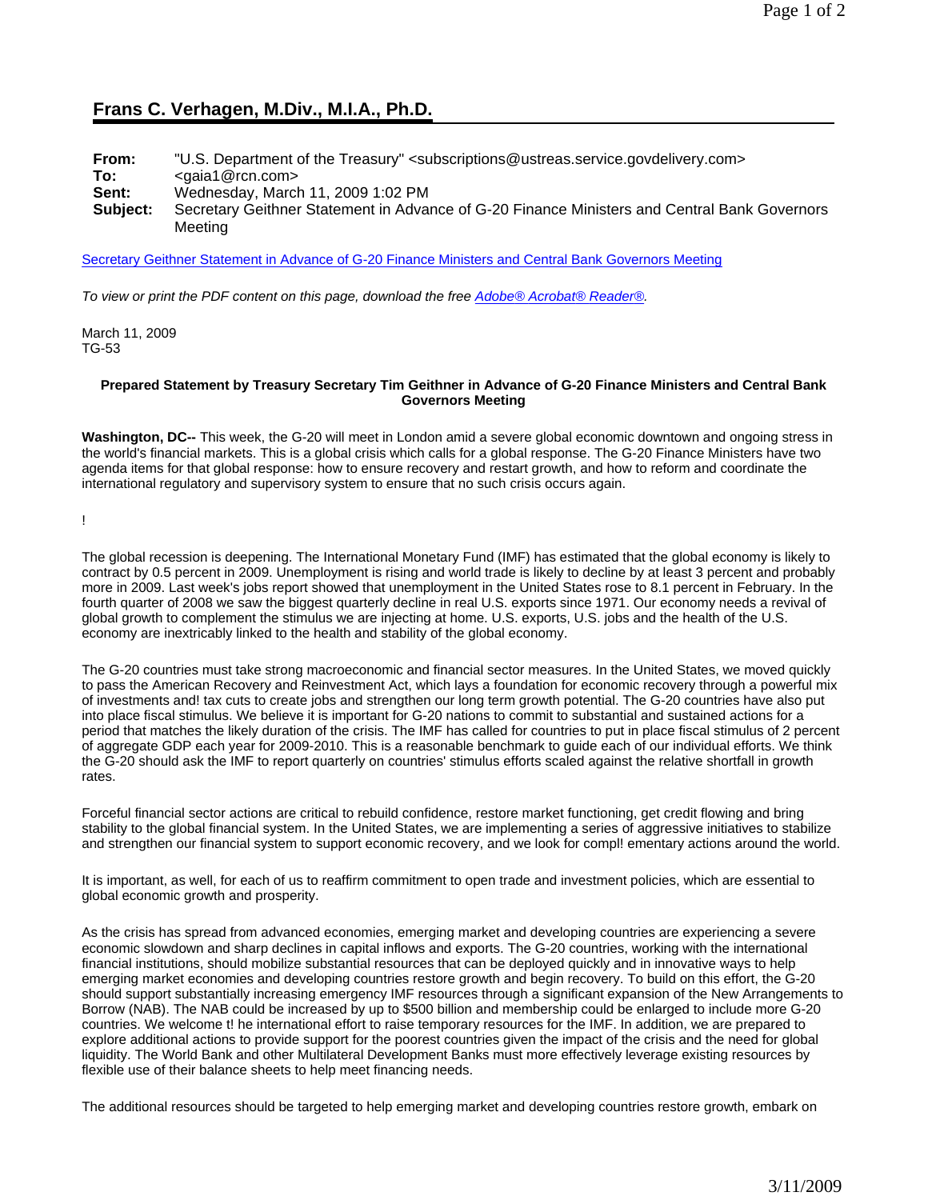## Frans C. Verhagen, M.Div., M.I.A., Ph.D.

**From:** "U.S. Department of the Treasury" <subscriptions@ustreas.service.govdelivery.com>
**To:** <gaia1@rcn.com>
**Sent:** Wednesday, March 11, 2009 1:02 PM
**Subject:** Secretary Geithner Statement in Advance of G-20 Finance Ministers and Central Bank Governors Meeting

Secretary Geithner Statement in Advance of G-20 Finance Ministers and Central Bank Governors Meeting

*To view or print the PDF content on this page, download the free Adobe® Acrobat® Reader®.*

March 11, 2009
TG-53

**Prepared Statement by Treasury Secretary Tim Geithner in Advance of G-20 Finance Ministers and Central Bank Governors Meeting**

**Washington, DC--** This week, the G-20 will meet in London amid a severe global economic downtown and ongoing stress in the world's financial markets. This is a global crisis which calls for a global response. The G-20 Finance Ministers have two agenda items for that global response: how to ensure recovery and restart growth, and how to reform and coordinate the international regulatory and supervisory system to ensure that no such crisis occurs again.

!

The global recession is deepening. The International Monetary Fund (IMF) has estimated that the global economy is likely to contract by 0.5 percent in 2009. Unemployment is rising and world trade is likely to decline by at least 3 percent and probably more in 2009. Last week's jobs report showed that unemployment in the United States rose to 8.1 percent in February. In the fourth quarter of 2008 we saw the biggest quarterly decline in real U.S. exports since 1971. Our economy needs a revival of global growth to complement the stimulus we are injecting at home. U.S. exports, U.S. jobs and the health of the U.S. economy are inextricably linked to the health and stability of the global economy.

The G-20 countries must take strong macroeconomic and financial sector measures. In the United States, we moved quickly to pass the American Recovery and Reinvestment Act, which lays a foundation for economic recovery through a powerful mix of investments and! tax cuts to create jobs and strengthen our long term growth potential. The G-20 countries have also put into place fiscal stimulus. We believe it is important for G-20 nations to commit to substantial and sustained actions for a period that matches the likely duration of the crisis. The IMF has called for countries to put in place fiscal stimulus of 2 percent of aggregate GDP each year for 2009-2010. This is a reasonable benchmark to guide each of our individual efforts. We think the G-20 should ask the IMF to report quarterly on countries' stimulus efforts scaled against the relative shortfall in growth rates.

Forceful financial sector actions are critical to rebuild confidence, restore market functioning, get credit flowing and bring stability to the global financial system. In the United States, we are implementing a series of aggressive initiatives to stabilize and strengthen our financial system to support economic recovery, and we look for compl! ementary actions around the world.

It is important, as well, for each of us to reaffirm commitment to open trade and investment policies, which are essential to global economic growth and prosperity.

As the crisis has spread from advanced economies, emerging market and developing countries are experiencing a severe economic slowdown and sharp declines in capital inflows and exports. The G-20 countries, working with the international financial institutions, should mobilize substantial resources that can be deployed quickly and in innovative ways to help emerging market economies and developing countries restore growth and begin recovery. To build on this effort, the G-20 should support substantially increasing emergency IMF resources through a significant expansion of the New Arrangements to Borrow (NAB). The NAB could be increased by up to $500 billion and membership could be enlarged to include more G-20 countries. We welcome t! he international effort to raise temporary resources for the IMF. In addition, we are prepared to explore additional actions to provide support for the poorest countries given the impact of the crisis and the need for global liquidity. The World Bank and other Multilateral Development Banks must more effectively leverage existing resources by flexible use of their balance sheets to help meet financing needs.

The additional resources should be targeted to help emerging market and developing countries restore growth, embark on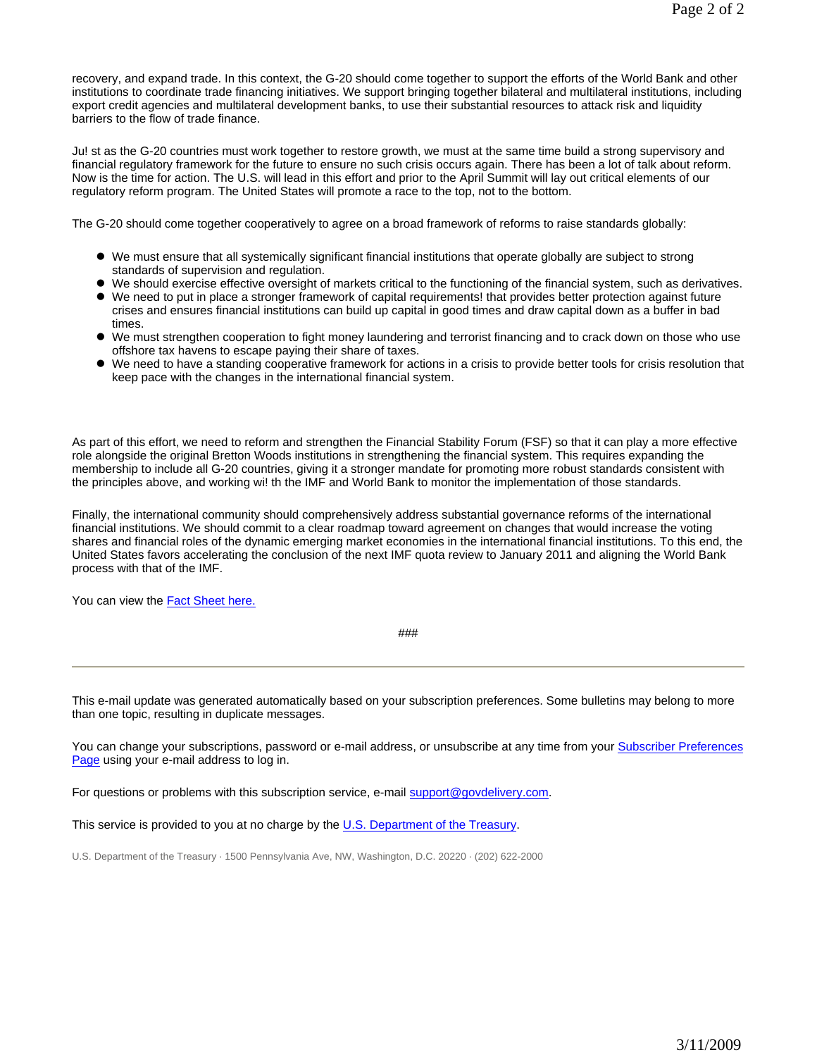recovery, and expand trade. In this context, the G-20 should come together to support the efforts of the World Bank and other institutions to coordinate trade financing initiatives. We support bringing together bilateral and multilateral institutions, including export credit agencies and multilateral development banks, to use their substantial resources to attack risk and liquidity barriers to the flow of trade finance.

Ju! st as the G-20 countries must work together to restore growth, we must at the same time build a strong supervisory and financial regulatory framework for the future to ensure no such crisis occurs again. There has been a lot of talk about reform. Now is the time for action. The U.S. will lead in this effort and prior to the April Summit will lay out critical elements of our regulatory reform program. The United States will promote a race to the top, not to the bottom.

The G-20 should come together cooperatively to agree on a broad framework of reforms to raise standards globally:

- We must ensure that all systemically significant financial institutions that operate globally are subject to strong standards of supervision and regulation.
- We should exercise effective oversight of markets critical to the functioning of the financial system, such as derivatives.
- We need to put in place a stronger framework of capital requirements! that provides better protection against future crises and ensures financial institutions can build up capital in good times and draw capital down as a buffer in bad times.
- We must strengthen cooperation to fight money laundering and terrorist financing and to crack down on those who use offshore tax havens to escape paying their share of taxes.
- We need to have a standing cooperative framework for actions in a crisis to provide better tools for crisis resolution that keep pace with the changes in the international financial system.

As part of this effort, we need to reform and strengthen the Financial Stability Forum (FSF) so that it can play a more effective role alongside the original Bretton Woods institutions in strengthening the financial system. This requires expanding the membership to include all G-20 countries, giving it a stronger mandate for promoting more robust standards consistent with the principles above, and working wi! th the IMF and World Bank to monitor the implementation of those standards.

Finally, the international community should comprehensively address substantial governance reforms of the international financial institutions. We should commit to a clear roadmap toward agreement on changes that would increase the voting shares and financial roles of the dynamic emerging market economies in the international financial institutions. To this end, the United States favors accelerating the conclusion of the next IMF quota review to January 2011 and aligning the World Bank process with that of the IMF.

You can view the Fact Sheet here.

###

---

This e-mail update was generated automatically based on your subscription preferences. Some bulletins may belong to more than one topic, resulting in duplicate messages.

You can change your subscriptions, password or e-mail address, or unsubscribe at any time from your Subscriber Preferences Page using your e-mail address to log in.

For questions or problems with this subscription service, e-mail support@govdelivery.com.

This service is provided to you at no charge by the U.S. Department of the Treasury.

U.S. Department of the Treasury · 1500 Pennsylvania Ave, NW, Washington, D.C. 20220 · (202) 622-2000